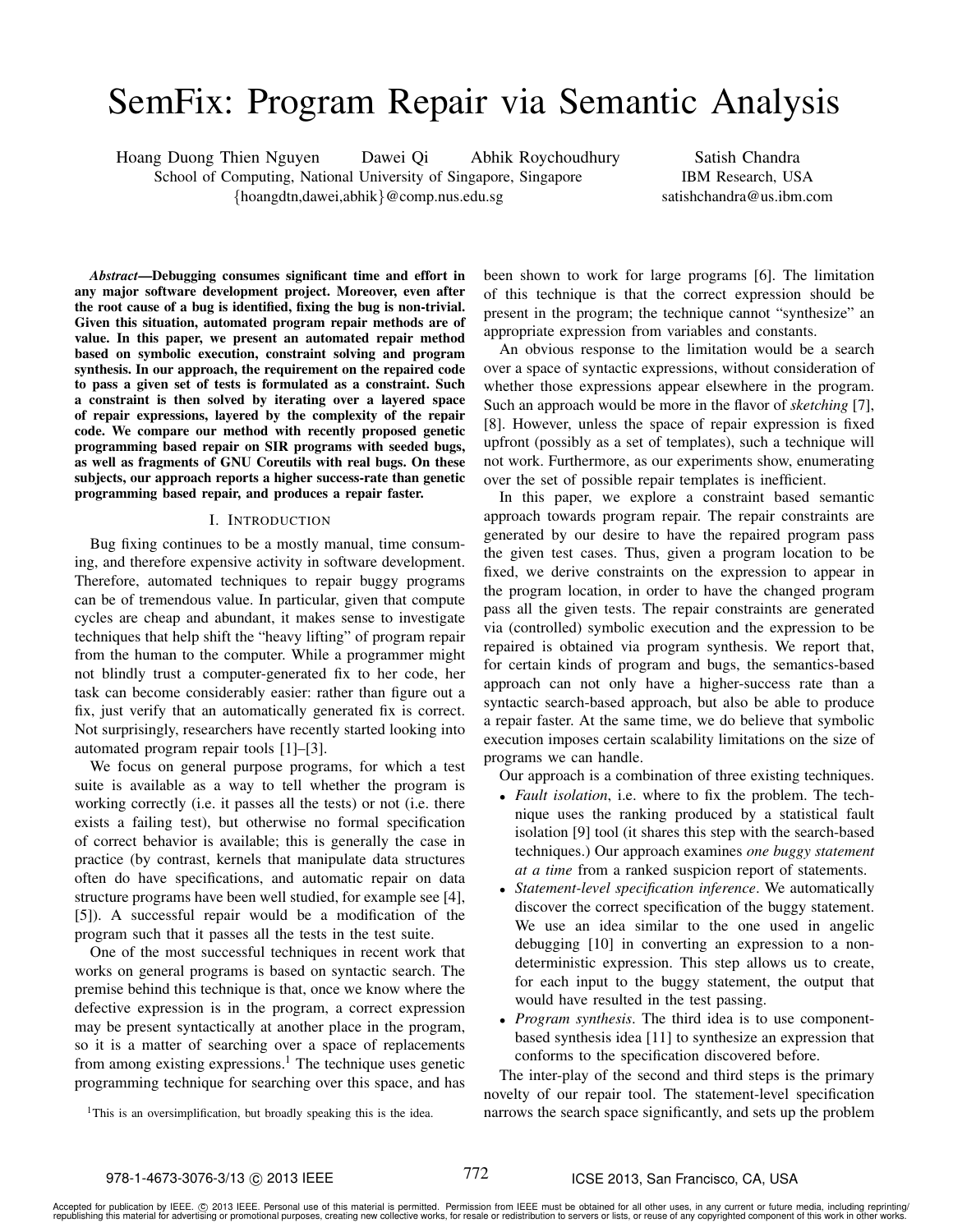# SemFix: Program Repair via Semantic Analysis

Hoang Duong Thien Nguyen  Dawei Qi  Abhik Roychoudhury
School of Computing, National University of Singapore, Singapore
{hoangdtn,dawei,abhik}@comp.nus.edu.sg

Satish Chandra
IBM Research, USA
satishchandra@us.ibm.com

***Abstract*—Debugging consumes significant time and effort in any major software development project. Moreover, even after the root cause of a bug is identified, fixing the bug is non-trivial. Given this situation, automated program repair methods are of value. In this paper, we present an automated repair method based on symbolic execution, constraint solving and program synthesis. In our approach, the requirement on the repaired code to pass a given set of tests is formulated as a constraint. Such a constraint is then solved by iterating over a layered space of repair expressions, layered by the complexity of the repair code. We compare our method with recently proposed genetic programming based repair on SIR programs with seeded bugs, as well as fragments of GNU Coreutils with real bugs. On these subjects, our approach reports a higher success-rate than genetic programming based repair, and produces a repair faster.**

## I. Introduction

Bug fixing continues to be a mostly manual, time consuming, and therefore expensive activity in software development. Therefore, automated techniques to repair buggy programs can be of tremendous value. In particular, given that compute cycles are cheap and abundant, it makes sense to investigate techniques that help shift the "heavy lifting" of program repair from the human to the computer. While a programmer might not blindly trust a computer-generated fix to her code, her task can become considerably easier: rather than figure out a fix, just verify that an automatically generated fix is correct. Not surprisingly, researchers have recently started looking into automated program repair tools [1]–[3].

We focus on general purpose programs, for which a test suite is available as a way to tell whether the program is working correctly (i.e. it passes all the tests) or not (i.e. there exists a failing test), but otherwise no formal specification of correct behavior is available; this is generally the case in practice (by contrast, kernels that manipulate data structures often do have specifications, and automatic repair on data structure programs have been well studied, for example see [4], [5]). A successful repair would be a modification of the program such that it passes all the tests in the test suite.

One of the most successful techniques in recent work that works on general programs is based on syntactic search. The premise behind this technique is that, once we know where the defective expression is in the program, a correct expression may be present syntactically at another place in the program, so it is a matter of searching over a space of replacements from among existing expressions.[1] The technique uses genetic programming technique for searching over this space, and has been shown to work for large programs [6]. The limitation of this technique is that the correct expression should be present in the program; the technique cannot "synthesize" an appropriate expression from variables and constants.

An obvious response to the limitation would be a search over a space of syntactic expressions, without consideration of whether those expressions appear elsewhere in the program. Such an approach would be more in the flavor of *sketching* [7], [8]. However, unless the space of repair expression is fixed upfront (possibly as a set of templates), such a technique will not work. Furthermore, as our experiments show, enumerating over the set of possible repair templates is inefficient.

In this paper, we explore a constraint based semantic approach towards program repair. The repair constraints are generated by our desire to have the repaired program pass the given test cases. Thus, given a program location to be fixed, we derive constraints on the expression to appear in the program location, in order to have the changed program pass all the given tests. The repair constraints are generated via (controlled) symbolic execution and the expression to be repaired is obtained via program synthesis. We report that, for certain kinds of program and bugs, the semantics-based approach can not only have a higher-success rate than a syntactic search-based approach, but also be able to produce a repair faster. At the same time, we do believe that symbolic execution imposes certain scalability limitations on the size of programs we can handle.

Our approach is a combination of three existing techniques.

- *Fault isolation*, i.e. where to fix the problem. The technique uses the ranking produced by a statistical fault isolation [9] tool (it shares this step with the search-based techniques.) Our approach examines *one buggy statement at a time* from a ranked suspicion report of statements.
- *Statement-level specification inference*. We automatically discover the correct specification of the buggy statement. We use an idea similar to the one used in angelic debugging [10] in converting an expression to a non-deterministic expression. This step allows us to create, for each input to the buggy statement, the output that would have resulted in the test passing.
- *Program synthesis*. The third idea is to use component-based synthesis idea [11] to synthesize an expression that conforms to the specification discovered before.

The inter-play of the second and third steps is the primary novelty of our repair tool. The statement-level specification narrows the search space significantly, and sets up the problem

[1] This is an oversimplification, but broadly speaking this is the idea.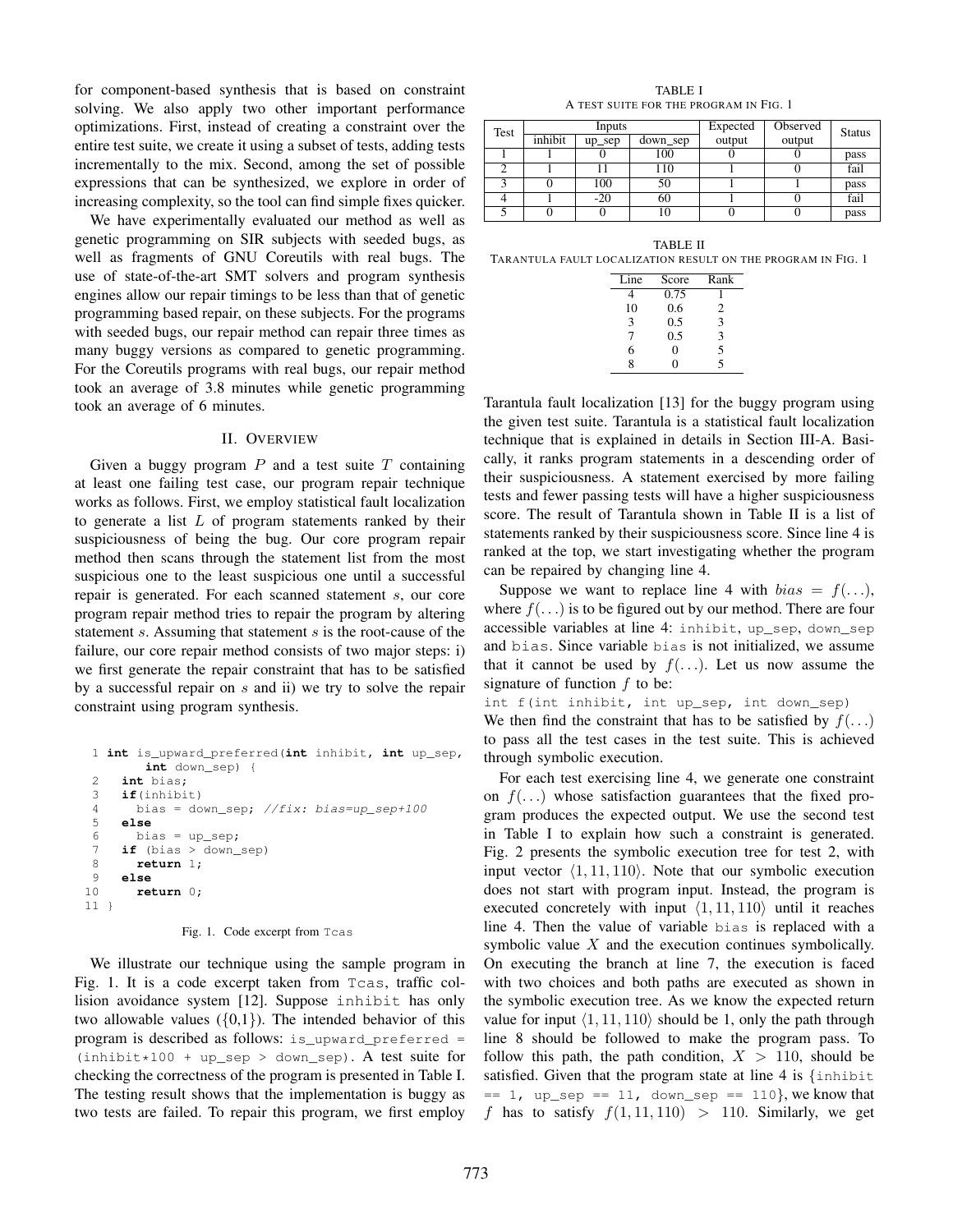for component-based synthesis that is based on constraint solving. We also apply two other important performance optimizations. First, instead of creating a constraint over the entire test suite, we create it using a subset of tests, adding tests incrementally to the mix. Second, among the set of possible expressions that can be synthesized, we explore in order of increasing complexity, so the tool can find simple fixes quicker.

We have experimentally evaluated our method as well as genetic programming on SIR subjects with seeded bugs, as well as fragments of GNU Coreutils with real bugs. The use of state-of-the-art SMT solvers and program synthesis engines allow our repair timings to be less than that of genetic programming based repair, on these subjects. For the programs with seeded bugs, our repair method can repair three times as many buggy versions as compared to genetic programming. For the Coreutils programs with real bugs, our repair method took an average of 3.8 minutes while genetic programming took an average of 6 minutes.

## II. Overview

Given a buggy program $P$ and a test suite $T$ containing at least one failing test case, our program repair technique works as follows. First, we employ statistical fault localization to generate a list $L$ of program statements ranked by their suspiciousness of being the bug. Our core program repair method then scans through the statement list from the most suspicious one to the least suspicious one until a successful repair is generated. For each scanned statement $s$, our core program repair method tries to repair the program by altering statement $s$. Assuming that statement $s$ is the root-cause of the failure, our core repair method consists of two major steps: i) we first generate the repair constraint that has to be satisfied by a successful repair on $s$ and ii) we try to solve the repair constraint using program synthesis.

```
 1 int is_upward_preferred(int inhibit, int up_sep,
        int down_sep) {
 2   int bias;
 3   if(inhibit)
 4     bias = down_sep; //fix: bias=up_sep+100
 5   else
 6     bias = up_sep;
 7   if (bias > down_sep)
 8     return 1;
 9   else
10     return 0;
11 }
```

Fig. 1. Code excerpt from Tcas

We illustrate our technique using the sample program in Fig. 1. It is a code excerpt taken from Tcas, traffic collision avoidance system [12]. Suppose inhibit has only two allowable values ({0,1}). The intended behavior of this program is described as follows: is_upward_preferred = (inhibit*100 + up_sep > down_sep). A test suite for checking the correctness of the program is presented in Table I. The testing result shows that the implementation is buggy as two tests are failed. To repair this program, we first employ Tarantula fault localization [13] for the buggy program using the given test suite. Tarantula is a statistical fault localization technique that is explained in details in Section III-A. Basically, it ranks program statements in a descending order of their suspiciousness. A statement exercised by more failing tests and fewer passing tests will have a higher suspiciousness score. The result of Tarantula shown in Table II is a list of statements ranked by their suspiciousness score. Since line 4 is ranked at the top, we start investigating whether the program can be repaired by changing line 4.

TABLE I
A test suite for the program in Fig. 1

| Test | Inputs | | | Expected output | Observed output | Status |
|---|---|---|---|---|---|---|
| | inhibit | up_sep | down_sep | | | |
| 1 | 1 | 0 | 100 | 0 | 0 | pass |
| 2 | 1 | 11 | 110 | 1 | 0 | fail |
| 3 | 0 | 100 | 50 | 1 | 1 | pass |
| 4 | 1 | -20 | 60 | 1 | 0 | fail |
| 5 | 0 | 0 | 10 | 0 | 0 | pass |

TABLE II
Tarantula fault localization result on the program in Fig. 1

| Line | Score | Rank |
|---|---|---|
| 4 | 0.75 | 1 |
| 10 | 0.6 | 2 |
| 3 | 0.5 | 3 |
| 7 | 0.5 | 3 |
| 6 | 0 | 5 |
| 8 | 0 | 5 |

Suppose we want to replace line 4 with $bias = f(\ldots)$, where $f(\ldots)$ is to be figured out by our method. There are four accessible variables at line 4: inhibit, up_sep, down_sep and bias. Since variable bias is not initialized, we assume that it cannot be used by $f(\ldots)$. Let us now assume the signature of function $f$ to be:

int f(int inhibit, int up_sep, int down_sep)

We then find the constraint that has to be satisfied by $f(\ldots)$ to pass all the test cases in the test suite. This is achieved through symbolic execution.

For each test exercising line 4, we generate one constraint on $f(\ldots)$ whose satisfaction guarantees that the fixed program produces the expected output. We use the second test in Table I to explain how such a constraint is generated. Fig. 2 presents the symbolic execution tree for test 2, with input vector $\langle 1, 11, 110 \rangle$. Note that our symbolic execution does not start with program input. Instead, the program is executed concretely with input $\langle 1, 11, 110 \rangle$ until it reaches line 4. Then the value of variable bias is replaced with a symbolic value $X$ and the execution continues symbolically. On executing the branch at line 7, the execution is faced with two choices and both paths are executed as shown in the symbolic execution tree. As we know the expected return value for input $\langle 1, 11, 110 \rangle$ should be 1, only the path through line 8 should be followed to make the program pass. To follow this path, the path condition, $X > 110$, should be satisfied. Given that the program state at line 4 is {inhibit == 1, up_sep == 11, down_sep == 110}, we know that $f$ has to satisfy $f(1, 11, 110) > 110$. Similarly, we get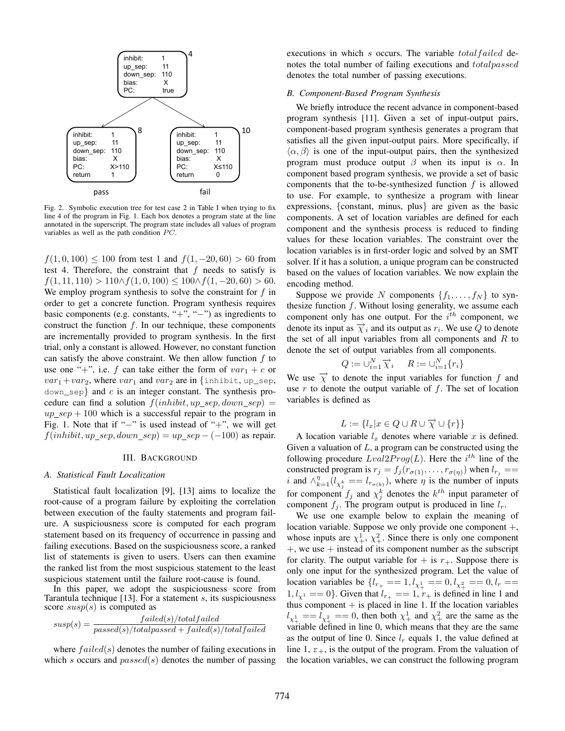Fig. 2. Symbolic execution tree for test case 2 in Table I when trying to fix line 4 of the program in Fig. 1. Each box denotes a program state at the line annotated in the superscript. The program state includes all values of program variables as well as the path condition $PC$.

$f(1, 0, 100) \leq 100$ from test 1 and $f(1, -20, 60) > 60$ from test 4. Therefore, the constraint that $f$ needs to satisfy is $f(1, 11, 110) > 110 \wedge f(1, 0, 100) \leq 100 \wedge f(1, -20, 60) > 60$. We employ program synthesis to solve the constraint for $f$ in order to get a concrete function. Program synthesis requires basic components (e.g. constants, "+", "−") as ingredients to construct the function $f$. In our technique, these components are incrementally provided to program synthesis. In the first trial, only a constant is allowed. However, no constant function can satisfy the above constraint. We then allow function $f$ to use one "+", i.e. $f$ can take either the form of $var_1 + c$ or $var_1 + var_2$, where $var_1$ and $var_2$ are in {inhibit, up_sep, down_sep} and $c$ is an integer constant. The synthesis procedure can find a solution $f(inhibit, up\_sep, down\_sep) = up\_sep + 100$ which is a successful repair to the program in Fig. 1. Note that if "−" is used instead of "+", we will get $f(inhibit, up\_sep, down\_sep) = up\_sep - (-100)$ as repair.

## III. Background

### A. Statistical Fault Localization

Statistical fault localization [9], [13] aims to localize the root-cause of a program failure by exploiting the correlation between execution of the faulty statements and program failure. A suspiciousness score is computed for each program statement based on its frequency of occurrence in passing and failing executions. Based on the suspiciousness score, a ranked list of statements is given to users. Users can then examine the ranked list from the most suspicious statement to the least suspicious statement until the failure root-cause is found.

In this paper, we adopt the suspiciousness score from Tarantula technique [13]. For a statement $s$, its suspiciousness score $susp(s)$ is computed as

$$susp(s) = \frac{failed(s)/totalfailed}{passed(s)/totalpassed + failed(s)/totalfailed}$$

where $failed(s)$ denotes the number of failing executions in which $s$ occurs and $passed(s)$ denotes the number of passing executions in which $s$ occurs. The variable $totalfailed$ denotes the total number of failing executions and $totalpassed$ denotes the total number of passing executions.

### B. Component-Based Program Synthesis

We briefly introduce the recent advance in component-based program synthesis [11]. Given a set of input-output pairs, component-based program synthesis generates a program that satisfies all the given input-output pairs. More specifically, if $\langle \alpha, \beta \rangle$ is one of the input-output pairs, then the synthesized program must produce output $\beta$ when its input is $\alpha$. In component based program synthesis, we provide a set of basic components that the to-be-synthesized function $f$ is allowed to use. For example, to synthesize a program with linear expressions, {constant, minus, plus} are given as the basic components. A set of location variables are defined for each component and the synthesis process is reduced to finding values for these location variables. The constraint over the location variables is in first-order logic and solved by an SMT solver. If it has a solution, a unique program can be constructed based on the values of location variables. We now explain the encoding method.

Suppose we provide $N$ components $\{f_1, \ldots, f_N\}$ to synthesize function $f$. Without losing generality, we assume each component only has one output. For the $i^{th}$ component, we denote its input as $\overrightarrow{\chi}_i$ and its output as $r_i$. We use $Q$ to denote the set of all input variables from all components and $R$ to denote the set of output variables from all components.

$$Q := \cup_{i=1}^{N} \overrightarrow{\chi}_i \qquad R := \cup_{i=1}^{N} \{r_i\}$$

We use $\overrightarrow{\chi}$ to denote the input variables for function $f$ and use $r$ to denote the output variable of $f$. The set of location variables is defined as

$$L := \{l_x | x \in Q \cup R \cup \overrightarrow{\chi} \cup \{r\}\}$$

A location variable $l_x$ denotes where variable $x$ is defined. Given a valuation of $L$, a program can be constructed using the following procedure $Lval2Prog(L)$. Here the $i^{th}$ line of the constructed program is $r_j = f_j(r_{\sigma(1)}, \ldots, r_{\sigma(\eta)})$ when $l_{r_j} == i$ and $\wedge_{k=1}^{\eta}(l_{\chi_j^k} == l_{r_{\sigma(k)}})$, where $\eta$ is the number of inputs for component $f_j$ and $\chi_j^k$ denotes the $k^{th}$ input parameter of component $f_j$. The program output is produced in line $l_r$.

We use one example below to explain the meaning of location variable. Suppose we only provide one component +, whose inputs are $\chi_+^1$, $\chi_+^2$. Since there is only one component +, we use + instead of its component number as the subscript for clarity. The output variable for + is $r_+$. Suppose there is only one input for the synthesized program. Let the value of location variables be $\{l_{r_+} == 1, l_{\chi_+^1} == 0, l_{\chi_+^2} == 0, l_r == 1, l_{\chi^1} == 0\}$. Given that $l_{r_+} == 1$, $r_+$ is defined in line 1 and thus component + is placed in line 1. If the location variables $l_{\chi_+^1} == l_{\chi_+^2} == 0$, then both $\chi_+^1$ and $\chi_+^2$ are the same as the variable defined in line 0, which means that they are the same as the output of line 0. Since $l_r$ equals 1, the value defined at line 1, r$_+$, is the output of the program. From the valuation of the location variables, we can construct the following program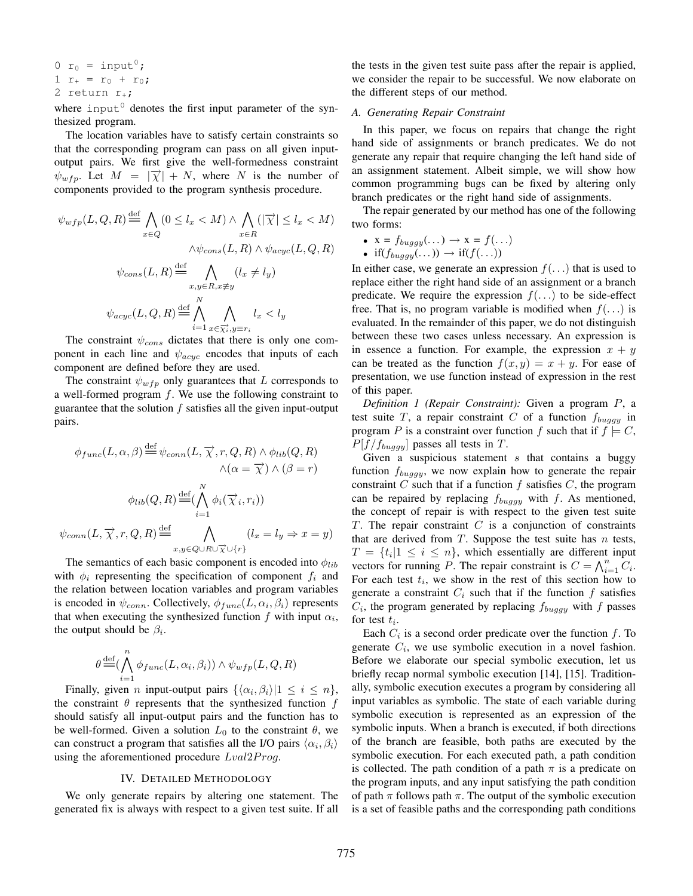```
0 r₀ = input⁰;
1 r₊ = r₀ + r₀;
2 return r₊;
```

where $\texttt{input}^0$ denotes the first input parameter of the synthesized program.

The location variables have to satisfy certain constraints so that the corresponding program can pass on all given input-output pairs. We first give the well-formedness constraint $\psi_{wfp}$. Let $M = |\overrightarrow{\chi}| + N$, where $N$ is the number of components provided to the program synthesis procedure.

$$\psi_{wfp}(L,Q,R) \stackrel{\text{def}}{=} \bigwedge_{x \in Q} (0 \le l_x < M) \wedge \bigwedge_{x \in R} (|\overrightarrow{\chi}| \le l_x < M) \wedge \psi_{cons}(L,R) \wedge \psi_{acyc}(L,Q,R)$$

$$\psi_{cons}(L,R) \stackrel{\text{def}}{=} \bigwedge_{x,y \in R, x \not\equiv y} (l_x \ne l_y)$$

$$\psi_{acyc}(L,Q,R) \stackrel{\text{def}}{=} \bigwedge_{i=1}^{N} \bigwedge_{x \in \overrightarrow{\chi_i}, y \equiv r_i} l_x < l_y$$

The constraint $\psi_{cons}$ dictates that there is only one component in each line and $\psi_{acyc}$ encodes that inputs of each component are defined before they are used.

The constraint $\psi_{wfp}$ only guarantees that $L$ corresponds to a well-formed program $f$. We use the following constraint to guarantee that the solution $f$ satisfies all the given input-output pairs.

$$\phi_{func}(L,\alpha,\beta) \stackrel{\text{def}}{=} \psi_{conn}(L, \overrightarrow{\chi}, r, Q, R) \wedge \phi_{lib}(Q,R) \wedge (\alpha = \overrightarrow{\chi}) \wedge (\beta = r)$$

$$\phi_{lib}(Q,R) \stackrel{\text{def}}{=} (\bigwedge_{i=1}^{N} \phi_i(\overrightarrow{\chi}_i, r_i))$$

$$\psi_{conn}(L, \overrightarrow{\chi}, r, Q, R) \stackrel{\text{def}}{=} \bigwedge_{x,y \in Q \cup R \cup \overrightarrow{\chi} \cup \{r\}} (l_x = l_y \Rightarrow x = y)$$

The semantics of each basic component is encoded into $\phi_{lib}$ with $\phi_i$ representing the specification of component $f_i$ and the relation between location variables and program variables is encoded in $\psi_{conn}$. Collectively, $\phi_{func}(L,\alpha_i,\beta_i)$ represents that when executing the synthesized function $f$ with input $\alpha_i$, the output should be $\beta_i$.

$$\theta \stackrel{\text{def}}{=} (\bigwedge_{i=1}^{n} \phi_{func}(L,\alpha_i,\beta_i)) \wedge \psi_{wfp}(L,Q,R)$$

Finally, given $n$ input-output pairs $\{\langle \alpha_i, \beta_i \rangle | 1 \le i \le n\}$, the constraint $\theta$ represents that the synthesized function $f$ should satisfy all input-output pairs and the function has to be well-formed. Given a solution $L_0$ to the constraint $\theta$, we can construct a program that satisfies all the I/O pairs $\langle \alpha_i, \beta_i \rangle$ using the aforementioned procedure $Lval2Prog$.

## IV. Detailed Methodology

We only generate repairs by altering one statement. The generated fix is always with respect to a given test suite. If all the tests in the given test suite pass after the repair is applied, we consider the repair to be successful. We now elaborate on the different steps of our method.

### A. Generating Repair Constraint

In this paper, we focus on repairs that change the right hand side of assignments or branch predicates. We do not generate any repair that require changing the left hand side of an assignment statement. Albeit simple, we will show how common programming bugs can be fixed by altering only branch predicates or the right hand side of assignments.

The repair generated by our method has one of the following two forms:

- x = $f_{buggy}(\ldots) \rightarrow$ x = $f(\ldots)$
- if($f_{buggy}(\ldots)$) $\rightarrow$ if($f(\ldots)$)

In either case, we generate an expression $f(\ldots)$ that is used to replace either the right hand side of an assignment or a branch predicate. We require the expression $f(\ldots)$ to be side-effect free. That is, no program variable is modified when $f(\ldots)$ is evaluated. In the remainder of this paper, we do not distinguish between these two cases unless necessary. An expression is in essence a function. For example, the expression $x + y$ can be treated as the function $f(x, y) = x + y$. For ease of presentation, we use function instead of expression in the rest of this paper.

*Definition 1 (Repair Constraint):* Given a program $P$, a test suite $T$, a repair constraint $C$ of a function $f_{buggy}$ in program $P$ is a constraint over function $f$ such that if $f \models C$, $P[f/f_{buggy}]$ passes all tests in $T$.

Given a suspicious statement $s$ that contains a buggy function $f_{buggy}$, we now explain how to generate the repair constraint $C$ such that if a function $f$ satisfies $C$, the program can be repaired by replacing $f_{buggy}$ with $f$. As mentioned, the concept of repair is with respect to the given test suite $T$. The repair constraint $C$ is a conjunction of constraints that are derived from $T$. Suppose the test suite has $n$ tests, $T = \{t_i | 1 \le i \le n\}$, which essentially are different input vectors for running $P$. The repair constraint is $C = \bigwedge_{i=1}^{n} C_i$. For each test $t_i$, we show in the rest of this section how to generate a constraint $C_i$ such that if the function $f$ satisfies $C_i$, the program generated by replacing $f_{buggy}$ with $f$ passes for test $t_i$.

Each $C_i$ is a second order predicate over the function $f$. To generate $C_i$, we use symbolic execution in a novel fashion. Before we elaborate our special symbolic execution, let us briefly recap normal symbolic execution [14], [15]. Traditionally, symbolic execution executes a program by considering all input variables as symbolic. The state of each variable during symbolic execution is represented as an expression of the symbolic inputs. When a branch is executed, if both directions of the branch are feasible, both paths are executed by the symbolic execution. For each executed path, a path condition is collected. The path condition of a path $\pi$ is a predicate on the program inputs, and any input satisfying the path condition of path $\pi$ follows path $\pi$. The output of the symbolic execution is a set of feasible paths and the corresponding path conditions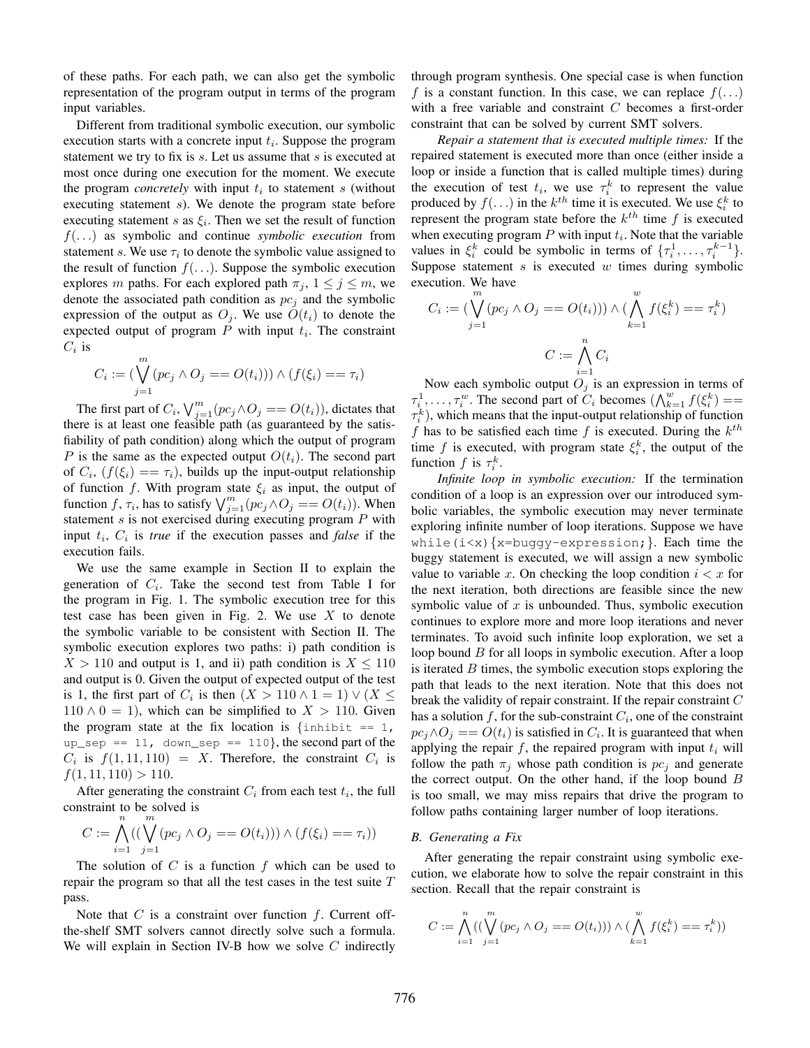of these paths. For each path, we can also get the symbolic representation of the program output in terms of the program input variables.

Different from traditional symbolic execution, our symbolic execution starts with a concrete input $t_i$. Suppose the program statement we try to fix is $s$. Let us assume that $s$ is executed at most once during one execution for the moment. We execute the program *concretely* with input $t_i$ to statement $s$ (without executing statement $s$). We denote the program state before executing statement $s$ as $\xi_i$. Then we set the result of function $f(\ldots)$ as symbolic and continue *symbolic execution* from statement $s$. We use $\tau_i$ to denote the symbolic value assigned to the result of function $f(\ldots)$. Suppose the symbolic execution explores $m$ paths. For each explored path $\pi_j$, $1 \leq j \leq m$, we denote the associated path condition as $pc_j$ and the symbolic expression of the output as $O_j$. We use $O(t_i)$ to denote the expected output of program $P$ with input $t_i$. The constraint $C_i$ is

$$C_i := (\bigvee_{j=1}^{m}(pc_j \wedge O_j == O(t_i))) \wedge (f(\xi_i) == \tau_i)$$

The first part of $C_i$, $\bigvee_{j=1}^{m}(pc_j \wedge O_j == O(t_i))$, dictates that there is at least one feasible path (as guaranteed by the satisfiability of path condition) along which the output of program $P$ is the same as the expected output $O(t_i)$. The second part of $C_i$, $(f(\xi_i) == \tau_i)$, builds up the input-output relationship of function $f$. With program state $\xi_i$ as input, the output of function $f$, $\tau_i$, has to satisfy $\bigvee_{j=1}^{m}(pc_j \wedge O_j == O(t_i))$. When statement $s$ is not exercised during executing program $P$ with input $t_i$, $C_i$ is *true* if the execution passes and *false* if the execution fails.

We use the same example in Section II to explain the generation of $C_i$. Take the second test from Table I for the program in Fig. 1. The symbolic execution tree for this test case has been given in Fig. 2. We use $X$ to denote the symbolic variable to be consistent with Section II. The symbolic execution explores two paths: i) path condition is $X > 110$ and output is 1, and ii) path condition is $X \leq 110$ and output is 0. Given the output of expected output of the test is 1, the first part of $C_i$ is then $(X > 110 \wedge 1 = 1) \vee (X \leq 110 \wedge 0 = 1)$, which can be simplified to $X > 110$. Given the program state at the fix location is {`inhibit == 1, up_sep == 11, down_sep == 110`}, the second part of the $C_i$ is $f(1, 11, 110) = X$. Therefore, the constraint $C_i$ is $f(1, 11, 110) > 110$.

After generating the constraint $C_i$ from each test $t_i$, the full constraint to be solved is

$$C := \bigwedge_{i=1}^{n}((\bigvee_{j=1}^{m}(pc_j \wedge O_j == O(t_i))) \wedge (f(\xi_i) == \tau_i))$$

The solution of $C$ is a function $f$ which can be used to repair the program so that all the test cases in the test suite $T$ pass.

Note that $C$ is a constraint over function $f$. Current off-the-shelf SMT solvers cannot directly solve such a formula. We will explain in Section IV-B how we solve $C$ indirectly through program synthesis. One special case is when function $f$ is a constant function. In this case, we can replace $f(\ldots)$ with a free variable and constraint $C$ becomes a first-order constraint that can be solved by current SMT solvers.

*Repair a statement that is executed multiple times:* If the repaired statement is executed more than once (either inside a loop or inside a function that is called multiple times) during the execution of test $t_i$, we use $\tau_i^k$ to represent the value produced by $f(\ldots)$ in the $k^{th}$ time it is executed. We use $\xi_i^k$ to represent the program state before the $k^{th}$ time $f$ is executed when executing program $P$ with input $t_i$. Note that the variable values in $\xi_i^k$ could be symbolic in terms of $\{\tau_i^1, \ldots, \tau_i^{k-1}\}$. Suppose statement $s$ is executed $w$ times during symbolic execution. We have

$$C_i := (\bigvee_{j=1}^{m}(pc_j \wedge O_j == O(t_i))) \wedge (\bigwedge_{k=1}^{w} f(\xi_i^k) == \tau_i^k)$$

$$C := \bigwedge_{i=1}^{n} C_i$$

Now each symbolic output $O_j$ is an expression in terms of $\tau_i^1, \ldots, \tau_i^w$. The second part of $C_i$ becomes $(\bigwedge_{k=1}^{w} f(\xi_i^k) == \tau_i^k)$, which means that the input-output relationship of function $f$ has to be satisfied each time $f$ is executed. During the $k^{th}$ time $f$ is executed, with program state $\xi_i^k$, the output of the function $f$ is $\tau_i^k$.

*Infinite loop in symbolic execution:* If the termination condition of a loop is an expression over our introduced symbolic variables, the symbolic execution may never terminate exploring infinite number of loop iterations. Suppose we have `while(i<x){x=buggy-expression;}`. Each time the buggy statement is executed, we will assign a new symbolic value to variable $x$. On checking the loop condition $i < x$ for the next iteration, both directions are feasible since the new symbolic value of $x$ is unbounded. Thus, symbolic execution continues to explore more and more loop iterations and never terminates. To avoid such infinite loop exploration, we set a loop bound $B$ for all loops in symbolic execution. After a loop is iterated $B$ times, the symbolic execution stops exploring the path that leads to the next iteration. Note that this does not break the validity of repair constraint. If the repair constraint $C$ has a solution $f$, for the sub-constraint $C_i$, one of the constraint $pc_j \wedge O_j == O(t_i)$ is satisfied in $C_i$. It is guaranteed that when applying the repair $f$, the repaired program with input $t_i$ will follow the path $\pi_j$ whose path condition is $pc_j$ and generate the correct output. On the other hand, if the loop bound $B$ is too small, we may miss repairs that drive the program to follow paths containing larger number of loop iterations.

### B. Generating a Fix

After generating the repair constraint using symbolic execution, we elaborate how to solve the repair constraint in this section. Recall that the repair constraint is

$$C := \bigwedge_{i=1}^{n}((\bigvee_{j=1}^{m}(pc_j \wedge O_j == O(t_i))) \wedge (\bigwedge_{k=1}^{w} f(\xi_i^k) == \tau_i^k))$$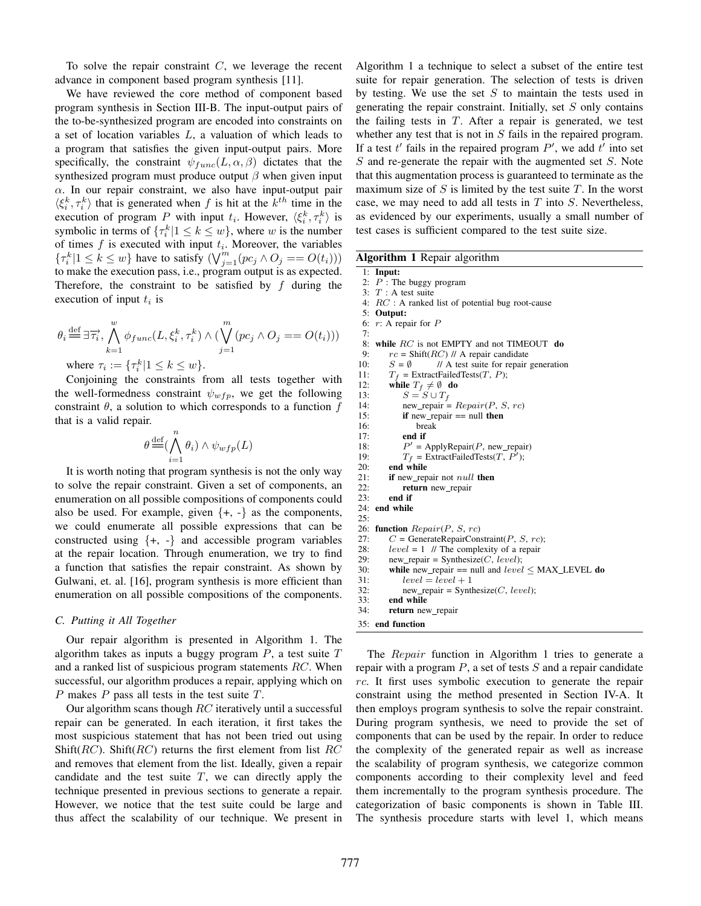To solve the repair constraint $C$, we leverage the recent advance in component based program synthesis [11].

We have reviewed the core method of component based program synthesis in Section III-B. The input-output pairs of the to-be-synthesized program are encoded into constraints on a set of location variables $L$, a valuation of which leads to a program that satisfies the given input-output pairs. More specifically, the constraint $\psi_{func}(L, \alpha, \beta)$ dictates that the synthesized program must produce output $\beta$ when given input $\alpha$. In our repair constraint, we also have input-output pair $\langle \xi_i^k, \tau_i^k \rangle$ that is generated when $f$ is hit at the $k^{th}$ time in the execution of program $P$ with input $t_i$. However, $\langle \xi_i^k, \tau_i^k \rangle$ is symbolic in terms of $\{\tau_i^k | 1 \leq k \leq w\}$, where $w$ is the number of times $f$ is executed with input $t_i$. Moreover, the variables $\{\tau_i^k | 1 \leq k \leq w\}$ have to satisfy $(\bigvee_{j=1}^{m}(pc_j \wedge O_j == O(t_i)))$ to make the execution pass, i.e., program output is as expected. Therefore, the constraint to be satisfied by $f$ during the execution of input $t_i$ is

$$\theta_i \stackrel{\text{def}}{=\!=} \exists \overrightarrow{\tau_i}, \bigwedge_{k=1}^{w} \phi_{func}(L, \xi_i^k, \tau_i^k) \wedge (\bigvee_{j=1}^{m}(pc_j \wedge O_j == O(t_i)))$$

where $\tau_i := \{\tau_i^k | 1 \leq k \leq w\}$.

Conjoining the constraints from all tests together with the well-formedness constraint $\psi_{wfp}$, we get the following constraint $\theta$, a solution to which corresponds to a function $f$ that is a valid repair.

$$\theta \stackrel{\text{def}}{=\!=} (\bigwedge_{i=1}^{n} \theta_i) \wedge \psi_{wfp}(L)$$

It is worth noting that program synthesis is not the only way to solve the repair constraint. Given a set of components, an enumeration on all possible compositions of components could also be used. For example, given {+, -} as the components, we could enumerate all possible expressions that can be constructed using {+, -} and accessible program variables at the repair location. Through enumeration, we try to find a function that satisfies the repair constraint. As shown by Gulwani, et. al. [16], program synthesis is more efficient than enumeration on all possible compositions of the components.

### C. Putting it All Together

Our repair algorithm is presented in Algorithm 1. The algorithm takes as inputs a buggy program $P$, a test suite $T$ and a ranked list of suspicious program statements $RC$. When successful, our algorithm produces a repair, applying which on $P$ makes $P$ pass all tests in the test suite $T$.

Our algorithm scans though $RC$ iteratively until a successful repair can be generated. In each iteration, it first takes the most suspicious statement that has not been tried out using Shift($RC$). Shift($RC$) returns the first element from list $RC$ and removes that element from the list. Ideally, given a repair candidate and the test suite $T$, we can directly apply the technique presented in previous sections to generate a repair. However, we notice that the test suite could be large and thus affect the scalability of our technique. We present in Algorithm 1 a technique to select a subset of the entire test suite for repair generation. The selection of tests is driven by testing. We use the set $S$ to maintain the tests used in generating the repair constraint. Initially, set $S$ only contains the failing tests in $T$. After a repair is generated, we test whether any test that is not in $S$ fails in the repaired program. If a test $t'$ fails in the repaired program $P'$, we add $t'$ into set $S$ and re-generate the repair with the augmented set $S$. Note that this augmentation process is guaranteed to terminate as the maximum size of $S$ is limited by the test suite $T$. In the worst case, we may need to add all tests in $T$ into $S$. Nevertheless, as evidenced by our experiments, usually a small number of test cases is sufficient compared to the test suite size.

**Algorithm 1** Repair algorithm

```
1:  Input:
2:  P : The buggy program
3:  T : A test suite
4:  RC : A ranked list of potential bug root-cause
5:  Output:
6:  r: A repair for P
7:
8:  while RC is not EMPTY and not TIMEOUT do
9:      rc = Shift(RC) // A repair candidate
10:     S = ∅        // A test suite for repair generation
11:     T_f = ExtractFailedTests(T, P);
12:     while T_f ≠ ∅ do
13:         S = S ∪ T_f
14:         new_repair = Repair(P, S, rc)
15:         if new_repair == null then
16:             break
17:         end if
18:         P' = ApplyRepair(P, new_repair)
19:         T_f = ExtractFailedTests(T, P');
20:     end while
21:     if new_repair not null then
22:         return new_repair
23:     end if
24: end while
25:
26: function Repair(P, S, rc)
27:     C = GenerateRepairConstraint(P, S, rc);
28:     level = 1  // The complexity of a repair
29:     new_repair = Synthesize(C, level);
30:     while new_repair == null and level ≤ MAX_LEVEL do
31:         level = level + 1
32:         new_repair = Synthesize(C, level);
33:     end while
34:     return new_repair
35: end function
```

The *Repair* function in Algorithm 1 tries to generate a repair with a program $P$, a set of tests $S$ and a repair candidate $rc$. It first uses symbolic execution to generate the repair constraint using the method presented in Section IV-A. It then employs program synthesis to solve the repair constraint. During program synthesis, we need to provide the set of components that can be used by the repair. In order to reduce the complexity of the generated repair as well as increase the scalability of program synthesis, we categorize common components according to their complexity level and feed them incrementally to the program synthesis procedure. The categorization of basic components is shown in Table III. The synthesis procedure starts with level 1, which means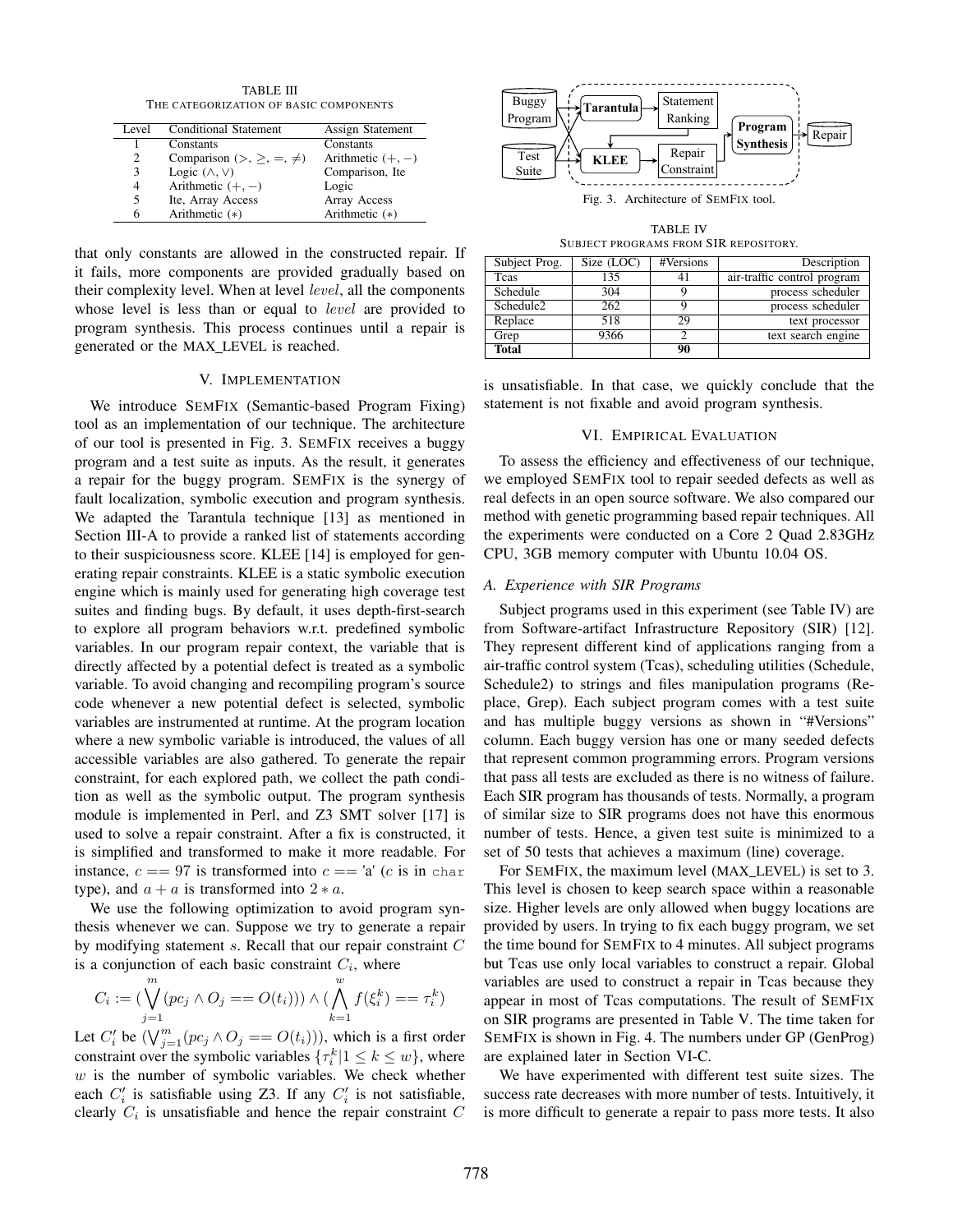TABLE III
THE CATEGORIZATION OF BASIC COMPONENTS

| Level | Conditional Statement | Assign Statement |
|---|---|---|
| 1 | Constants | Constants |
| 2 | Comparison ($>, \geq, =, \neq$) | Arithmetic ($+, -$) |
| 3 | Logic ($\wedge, \vee$) | Comparison, Ite |
| 4 | Arithmetic ($+, -$) | Logic |
| 5 | Ite, Array Access | Array Access |
| 6 | Arithmetic ($*$) | Arithmetic ($*$) |

that only constants are allowed in the constructed repair. If it fails, more components are provided gradually based on their complexity level. When at level *level*, all the components whose level is less than or equal to *level* are provided to program synthesis. This process continues until a repair is generated or the MAX_LEVEL is reached.

## V. IMPLEMENTATION

We introduce SEMFIX (Semantic-based Program Fixing) tool as an implementation of our technique. The architecture of our tool is presented in Fig. 3. SEMFIX receives a buggy program and a test suite as inputs. As the result, it generates a repair for the buggy program. SEMFIX is the synergy of fault localization, symbolic execution and program synthesis. We adapted the Tarantula technique [13] as mentioned in Section III-A to provide a ranked list of statements according to their suspiciousness score. KLEE [14] is employed for generating repair constraints. KLEE is a static symbolic execution engine which is mainly used for generating high coverage test suites and finding bugs. By default, it uses depth-first-search to explore all program behaviors w.r.t. predefined symbolic variables. In our program repair context, the variable that is directly affected by a potential defect is treated as a symbolic variable. To avoid changing and recompiling program's source code whenever a new potential defect is selected, symbolic variables are instrumented at runtime. At the program location where a new symbolic variable is introduced, the values of all accessible variables are also gathered. To generate the repair constraint, for each explored path, we collect the path condition as well as the symbolic output. The program synthesis module is implemented in Perl, and Z3 SMT solver [17] is used to solve a repair constraint. After a fix is constructed, it is simplified and transformed to make it more readable. For instance, $c == 97$ is transformed into $c ==$ 'a' ($c$ is in `char` type), and $a + a$ is transformed into $2 * a$.

We use the following optimization to avoid program synthesis whenever we can. Suppose we try to generate a repair by modifying statement $s$. Recall that our repair constraint $C$ is a conjunction of each basic constraint $C_i$, where

$$C_i := (\bigvee_{j=1}^{m}(pc_j \wedge O_j == O(t_i))) \wedge (\bigwedge_{k=1}^{w} f(\xi_i^k) == \tau_i^k)$$

Let $C_i'$ be $(\bigvee_{j=1}^{m}(pc_j \wedge O_j == O(t_i)))$, which is a first order constraint over the symbolic variables $\{\tau_i^k | 1 \leq k \leq w\}$, where $w$ is the number of symbolic variables. We check whether each $C_i'$ is satisfiable using Z3. If any $C_i'$ is not satisfiable, clearly $C_i$ is unsatisfiable and hence the repair constraint $C$ is unsatisfiable. In that case, we quickly conclude that the statement is not fixable and avoid program synthesis.

Fig. 3. Architecture of SEMFIX tool.

TABLE IV
SUBJECT PROGRAMS FROM SIR REPOSITORY.

| Subject Prog. | Size (LOC) | #Versions | Description |
|---|---|---|---|
| Tcas | 135 | 41 | air-traffic control program |
| Schedule | 304 | 9 | process scheduler |
| Schedule2 | 262 | 9 | process scheduler |
| Replace | 518 | 29 | text processor |
| Grep | 9366 | 2 | text search engine |
| **Total** | | **90** | |

## VI. EMPIRICAL EVALUATION

To assess the efficiency and effectiveness of our technique, we employed SEMFIX tool to repair seeded defects as well as real defects in an open source software. We also compared our method with genetic programming based repair techniques. All the experiments were conducted on a Core 2 Quad 2.83GHz CPU, 3GB memory computer with Ubuntu 10.04 OS.

### A. Experience with SIR Programs

Subject programs used in this experiment (see Table IV) are from Software-artifact Infrastructure Repository (SIR) [12]. They represent different kind of applications ranging from a air-traffic control system (Tcas), scheduling utilities (Schedule, Schedule2) to strings and files manipulation programs (Replace, Grep). Each subject program comes with a test suite and has multiple buggy versions as shown in "#Versions" column. Each buggy version has one or many seeded defects that represent common programming errors. Program versions that pass all tests are excluded as there is no witness of failure. Each SIR program has thousands of tests. Normally, a program of similar size to SIR programs does not have this enormous number of tests. Hence, a given test suite is minimized to a set of 50 tests that achieves a maximum (line) coverage.

For SEMFIX, the maximum level (MAX_LEVEL) is set to 3. This level is chosen to keep search space within a reasonable size. Higher levels are only allowed when buggy locations are provided by users. In trying to fix each buggy program, we set the time bound for SEMFIX to 4 minutes. All subject programs but Tcas use only local variables to construct a repair. Global variables are used to construct a repair in Tcas because they appear in most of Tcas computations. The result of SEMFIX on SIR programs are presented in Table V. The time taken for SEMFIX is shown in Fig. 4. The numbers under GP (GenProg) are explained later in Section VI-C.

We have experimented with different test suite sizes. The success rate decreases with more number of tests. Intuitively, it is more difficult to generate a repair to pass more tests. It also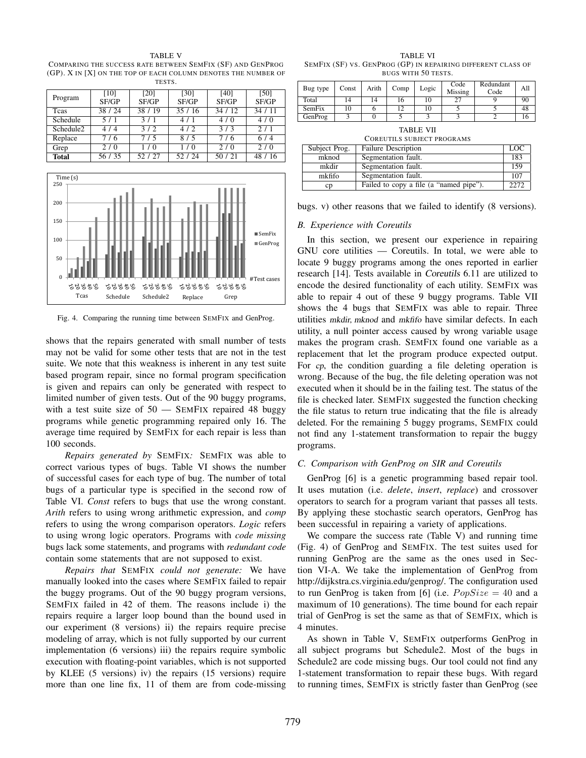TABLE V
COMPARING THE SUCCESS RATE BETWEEN SEMFIX (SF) AND GENPROG (GP). X IN [X] ON THE TOP OF EACH COLUMN DENOTES THE NUMBER OF TESTS.

| Program | [10] SF/GP | [20] SF/GP | [30] SF/GP | [40] SF/GP | [50] SF/GP |
|---|---|---|---|---|---|
| Tcas | 38 / 24 | 38 / 19 | 35 / 16 | 34 / 12 | 34 / 11 |
| Schedule | 5 / 1 | 3 / 1 | 4 / 1 | 4 / 0 | 4 / 0 |
| Schedule2 | 4 / 4 | 3 / 2 | 4 / 2 | 3 / 3 | 2 / 1 |
| Replace | 7 / 6 | 7 / 5 | 8 / 5 | 7 / 6 | 6 / 4 |
| Grep | 2 / 0 | 1 / 0 | 1 / 0 | 2 / 0 | 2 / 0 |
| **Total** | 56 / 35 | 52 / 27 | 52 / 24 | 50 / 21 | 48 / 16 |

Fig. 4. Comparing the running time between SEMFIX and GenProg.

shows that the repairs generated with small number of tests may not be valid for some other tests that are not in the test suite. We note that this weakness is inherent in any test suite based program repair, since no formal program specification is given and repairs can only be generated with respect to limited number of given tests. Out of the 90 buggy programs, with a test suite size of 50 — SEMFIX repaired 48 buggy programs while genetic programming repaired only 16. The average time required by SEMFIX for each repair is less than 100 seconds.

*Repairs generated by* SEMFIX*:* SEMFIX was able to correct various types of bugs. Table VI shows the number of successful cases for each type of bug. The number of total bugs of a particular type is specified in the second row of Table VI. *Const* refers to bugs that use the wrong constant. *Arith* refers to using wrong arithmetic expression, and *comp* refers to using the wrong comparison operators. *Logic* refers to using wrong logic operators. Programs with *code missing* bugs lack some statements, and programs with *redundant code* contain some statements that are not supposed to exist.

*Repairs that* SEMFIX *could not generate:* We have manually looked into the cases where SEMFIX failed to repair the buggy programs. Out of the 90 buggy program versions, SEMFIX failed in 42 of them. The reasons include i) the repairs require a larger loop bound than the bound used in our experiment (8 versions) ii) the repairs require precise modeling of array, which is not fully supported by our current implementation (6 versions) iii) the repairs require symbolic execution with floating-point variables, which is not supported by KLEE (5 versions) iv) the repairs (15 versions) require more than one line fix, 11 of them are from code-missing bugs. v) other reasons that we failed to identify (8 versions).

TABLE VI
SEMFIX (SF) VS. GENPROG (GP) IN REPAIRING DIFFERENT CLASS OF BUGS WITH 50 TESTS.

| Bug type | Const | Arith | Comp | Logic | Code Missing | Redundant Code | All |
|---|---|---|---|---|---|---|---|
| Total | 14 | 14 | 16 | 10 | 27 | 9 | 90 |
| SemFix | 10 | 6 | 12 | 10 | 5 | 5 | 48 |
| GenProg | 3 | 0 | 5 | 3 | 3 | 2 | 16 |

TABLE VII
COREUTILS SUBJECT PROGRAMS

| Subject Prog. | Failure Description | LOC |
|---|---|---|
| mknod | Segmentation fault. | 183 |
| mkdir | Segmentation fault. | 159 |
| mkfifo | Segmentation fault. | 107 |
| cp | Failed to copy a file (a "named pipe"). | 2272 |

### B. Experience with Coreutils

In this section, we present our experience in repairing GNU core utilities — Coreutils. In total, we were able to locate 9 buggy programs among the ones reported in earlier research [14]. Tests available in *Coreutils* 6.11 are utilized to encode the desired functionality of each utility. SEMFIX was able to repair 4 out of these 9 buggy programs. Table VII shows the 4 bugs that SEMFIX was able to repair. Three utilities *mkdir*, *mknod* and *mkfifo* have similar defects. In each utility, a null pointer access caused by wrong variable usage makes the program crash. SEMFIX found one variable as a replacement that let the program produce expected output. For *cp*, the condition guarding a file deleting operation is wrong. Because of the bug, the file deleting operation was not executed when it should be in the failing test. The status of the file is checked later. SEMFIX suggested the function checking the file status to return true indicating that the file is already deleted. For the remaining 5 buggy programs, SEMFIX could not find any 1-statement transformation to repair the buggy programs.

### C. Comparison with GenProg on SIR and Coreutils

GenProg [6] is a genetic programming based repair tool. It uses mutation (i.e. *delete*, *insert*, *replace*) and crossover operators to search for a program variant that passes all tests. By applying these stochastic search operators, GenProg has been successful in repairing a variety of applications.

We compare the success rate (Table V) and running time (Fig. 4) of GenProg and SEMFIX. The test suites used for running GenProg are the same as the ones used in Section VI-A. We take the implementation of GenProg from http://dijkstra.cs.virginia.edu/genprog/. The configuration used to run GenProg is taken from [6] (i.e. $PopSize = 40$ and a maximum of 10 generations). The time bound for each repair trial of GenProg is set the same as that of SEMFIX, which is 4 minutes.

As shown in Table V, SEMFIX outperforms GenProg in all subject programs but Schedule2. Most of the bugs in Schedule2 are code missing bugs. Our tool could not find any 1-statement transformation to repair these bugs. With regard to running times, SEMFIX is strictly faster than GenProg (see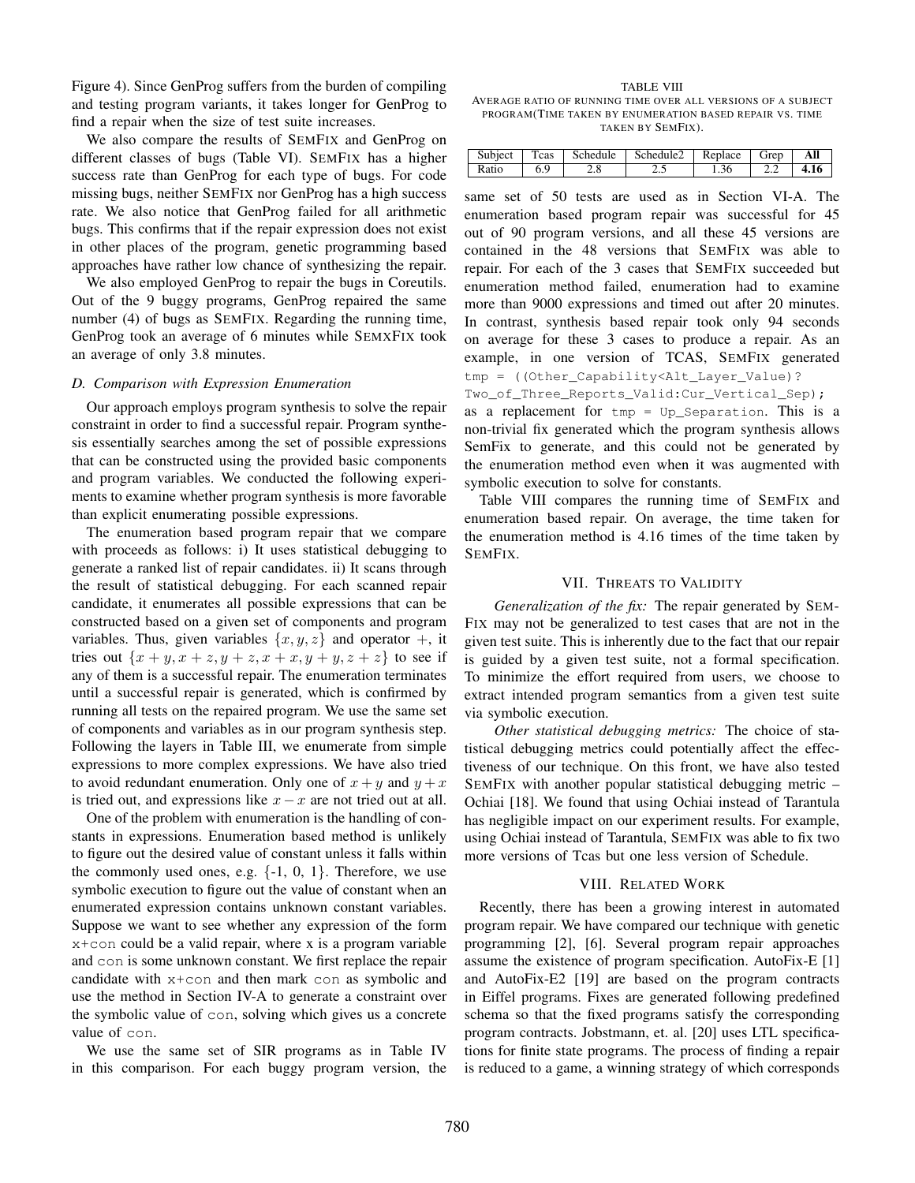Figure 4). Since GenProg suffers from the burden of compiling and testing program variants, it takes longer for GenProg to find a repair when the size of test suite increases.

We also compare the results of SemFix and GenProg on different classes of bugs (Table VI). SemFix has a higher success rate than GenProg for each type of bugs. For code missing bugs, neither SemFix nor GenProg has a high success rate. We also notice that GenProg failed for all arithmetic bugs. This confirms that if the repair expression does not exist in other places of the program, genetic programming based approaches have rather low chance of synthesizing the repair.

We also employed GenProg to repair the bugs in Coreutils. Out of the 9 buggy programs, GenProg repaired the same number (4) of bugs as SemFix. Regarding the running time, GenProg took an average of 6 minutes while SemxFix took an average of only 3.8 minutes.

### D. Comparison with Expression Enumeration

Our approach employs program synthesis to solve the repair constraint in order to find a successful repair. Program synthesis essentially searches among the set of possible expressions that can be constructed using the provided basic components and program variables. We conducted the following experiments to examine whether program synthesis is more favorable than explicit enumerating possible expressions.

The enumeration based program repair that we compare with proceeds as follows: i) It uses statistical debugging to generate a ranked list of repair candidates. ii) It scans through the result of statistical debugging. For each scanned repair candidate, it enumerates all possible expressions that can be constructed based on a given set of components and program variables. Thus, given variables $\{x, y, z\}$ and operator $+$, it tries out $\{x + y, x + z, y + z, x + x, y + y, z + z\}$ to see if any of them is a successful repair. The enumeration terminates until a successful repair is generated, which is confirmed by running all tests on the repaired program. We use the same set of components and variables as in our program synthesis step. Following the layers in Table III, we enumerate from simple expressions to more complex expressions. We have also tried to avoid redundant enumeration. Only one of $x + y$ and $y + x$ is tried out, and expressions like $x - x$ are not tried out at all.

One of the problem with enumeration is the handling of constants in expressions. Enumeration based method is unlikely to figure out the desired value of constant unless it falls within the commonly used ones, e.g. {-1, 0, 1}. Therefore, we use symbolic execution to figure out the value of constant when an enumerated expression contains unknown constant variables. Suppose we want to see whether any expression of the form `x+con` could be a valid repair, where x is a program variable and `con` is some unknown constant. We first replace the repair candidate with `x+con` and then mark `con` as symbolic and use the method in Section IV-A to generate a constraint over the symbolic value of `con`, solving which gives us a concrete value of `con`.

We use the same set of SIR programs as in Table IV in this comparison. For each buggy program version, the same set of 50 tests are used as in Section VI-A. The enumeration based program repair was successful for 45 out of 90 program versions, and all these 45 versions are contained in the 48 versions that SemFix was able to repair. For each of the 3 cases that SemFix succeeded but enumeration method failed, enumeration had to examine more than 9000 expressions and timed out after 20 minutes. In contrast, synthesis based repair took only 94 seconds on average for these 3 cases to produce a repair. As an example, in one version of TCAS, SemFix generated `tmp = ((Other_Capability<Alt_Layer_Value)? Two_of_Three_Reports_Valid:Cur_Vertical_Sep);` as a replacement for `tmp = Up_Separation`. This is a non-trivial fix generated which the program synthesis allows SemFix to generate, and this could not be generated by the enumeration method even when it was augmented with symbolic execution to solve for constants.

TABLE VIII
Average ratio of running time over all versions of a subject program(Time taken by enumeration based repair vs. time taken by SemFix).

| Subject | Tcas | Schedule | Schedule2 | Replace | Grep | All |
|---|---|---|---|---|---|---|
| Ratio | 6.9 | 2.8 | 2.5 | 1.36 | 2.2 | **4.16** |

Table VIII compares the running time of SemFix and enumeration based repair. On average, the time taken for the enumeration method is 4.16 times of the time taken by SemFix.

## VII. Threats to Validity

*Generalization of the fix:* The repair generated by SemFix may not be generalized to test cases that are not in the given test suite. This is inherently due to the fact that our repair is guided by a given test suite, not a formal specification. To minimize the effort required from users, we choose to extract intended program semantics from a given test suite via symbolic execution.

*Other statistical debugging metrics:* The choice of statistical debugging metrics could potentially affect the effectiveness of our technique. On this front, we have also tested SemFix with another popular statistical debugging metric – Ochiai [18]. We found that using Ochiai instead of Tarantula has negligible impact on our experiment results. For example, using Ochiai instead of Tarantula, SemFix was able to fix two more versions of Tcas but one less version of Schedule.

## VIII. Related Work

Recently, there has been a growing interest in automated program repair. We have compared our technique with genetic programming [2], [6]. Several program repair approaches assume the existence of program specification. AutoFix-E [1] and AutoFix-E2 [19] are based on the program contracts in Eiffel programs. Fixes are generated following predefined schema so that the fixed programs satisfy the corresponding program contracts. Jobstmann, et. al. [20] uses LTL specifications for finite state programs. The process of finding a repair is reduced to a game, a winning strategy of which corresponds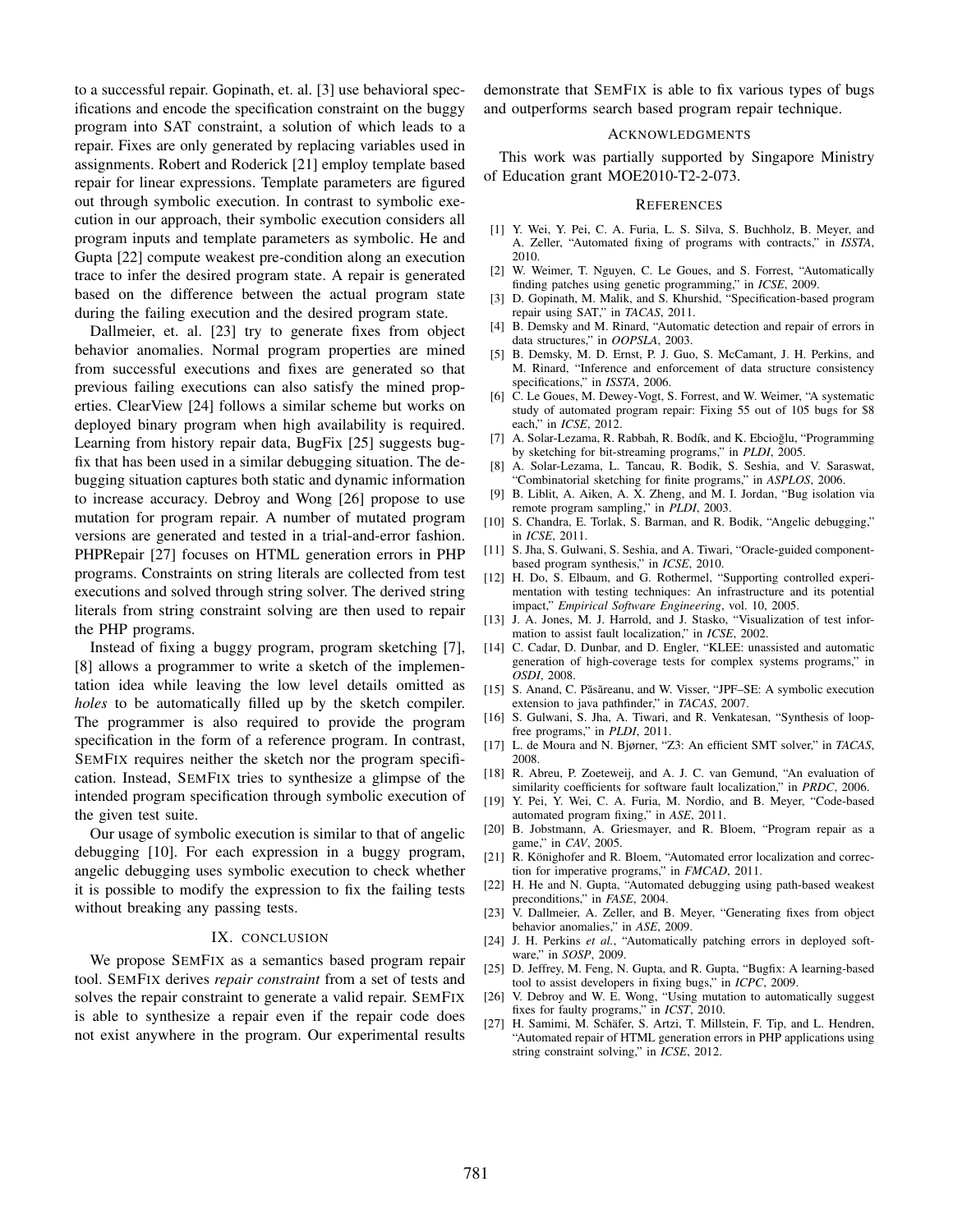to a successful repair. Gopinath, et. al. [3] use behavioral specifications and encode the specification constraint on the buggy program into SAT constraint, a solution of which leads to a repair. Fixes are only generated by replacing variables used in assignments. Robert and Roderick [21] employ template based repair for linear expressions. Template parameters are figured out through symbolic execution. In contrast to symbolic execution in our approach, their symbolic execution considers all program inputs and template parameters as symbolic. He and Gupta [22] compute weakest pre-condition along an execution trace to infer the desired program state. A repair is generated based on the difference between the actual program state during the failing execution and the desired program state.

Dallmeier, et. al. [23] try to generate fixes from object behavior anomalies. Normal program properties are mined from successful executions and fixes are generated so that previous failing executions can also satisfy the mined properties. ClearView [24] follows a similar scheme but works on deployed binary program when high availability is required. Learning from history repair data, BugFix [25] suggests bug-fix that has been used in a similar debugging situation. The debugging situation captures both static and dynamic information to increase accuracy. Debroy and Wong [26] propose to use mutation for program repair. A number of mutated program versions are generated and tested in a trial-and-error fashion. PHPRepair [27] focuses on HTML generation errors in PHP programs. Constraints on string literals are collected from test executions and solved through string solver. The derived string literals from string constraint solving are then used to repair the PHP programs.

Instead of fixing a buggy program, program sketching [7], [8] allows a programmer to write a sketch of the implementation idea while leaving the low level details omitted as *holes* to be automatically filled up by the sketch compiler. The programmer is also required to provide the program specification in the form of a reference program. In contrast, SEMFIX requires neither the sketch nor the program specification. Instead, SEMFIX tries to synthesize a glimpse of the intended program specification through symbolic execution of the given test suite.

Our usage of symbolic execution is similar to that of angelic debugging [10]. For each expression in a buggy program, angelic debugging uses symbolic execution to check whether it is possible to modify the expression to fix the failing tests without breaking any passing tests.

## IX. CONCLUSION

We propose SEMFIX as a semantics based program repair tool. SEMFIX derives *repair constraint* from a set of tests and solves the repair constraint to generate a valid repair. SEMFIX is able to synthesize a repair even if the repair code does not exist anywhere in the program. Our experimental results demonstrate that SEMFIX is able to fix various types of bugs and outperforms search based program repair technique.

## ACKNOWLEDGMENTS

This work was partially supported by Singapore Ministry of Education grant MOE2010-T2-2-073.

## REFERENCES

[1] Y. Wei, Y. Pei, C. A. Furia, L. S. Silva, S. Buchholz, B. Meyer, and A. Zeller, "Automated fixing of programs with contracts," in *ISSTA*, 2010.

[2] W. Weimer, T. Nguyen, C. Le Goues, and S. Forrest, "Automatically finding patches using genetic programming," in *ICSE*, 2009.

[3] D. Gopinath, M. Malik, and S. Khurshid, "Specification-based program repair using SAT," in *TACAS*, 2011.

[4] B. Demsky and M. Rinard, "Automatic detection and repair of errors in data structures," in *OOPSLA*, 2003.

[5] B. Demsky, M. D. Ernst, P. J. Guo, S. McCamant, J. H. Perkins, and M. Rinard, "Inference and enforcement of data structure consistency specifications," in *ISSTA*, 2006.

[6] C. Le Goues, M. Dewey-Vogt, S. Forrest, and W. Weimer, "A systematic study of automated program repair: Fixing 55 out of 105 bugs for $8 each," in *ICSE*, 2012.

[7] A. Solar-Lezama, R. Rabbah, R. Bodík, and K. Ebcioğlu, "Programming by sketching for bit-streaming programs," in *PLDI*, 2005.

[8] A. Solar-Lezama, L. Tancau, R. Bodik, S. Seshia, and V. Saraswat, "Combinatorial sketching for finite programs," in *ASPLOS*, 2006.

[9] B. Liblit, A. Aiken, A. X. Zheng, and M. I. Jordan, "Bug isolation via remote program sampling," in *PLDI*, 2003.

[10] S. Chandra, E. Torlak, S. Barman, and R. Bodik, "Angelic debugging," in *ICSE*, 2011.

[11] S. Jha, S. Gulwani, S. Seshia, and A. Tiwari, "Oracle-guided component-based program synthesis," in *ICSE*, 2010.

[12] H. Do, S. Elbaum, and G. Rothermel, "Supporting controlled experimentation with testing techniques: An infrastructure and its potential impact," *Empirical Software Engineering*, vol. 10, 2005.

[13] J. A. Jones, M. J. Harrold, and J. Stasko, "Visualization of test information to assist fault localization," in *ICSE*, 2002.

[14] C. Cadar, D. Dunbar, and D. Engler, "KLEE: unassisted and automatic generation of high-coverage tests for complex systems programs," in *OSDI*, 2008.

[15] S. Anand, C. Păsăreanu, and W. Visser, "JPF–SE: A symbolic execution extension to java pathfinder," in *TACAS*, 2007.

[16] S. Gulwani, S. Jha, A. Tiwari, and R. Venkatesan, "Synthesis of loop-free programs," in *PLDI*, 2011.

[17] L. de Moura and N. Bjørner, "Z3: An efficient SMT solver," in *TACAS*, 2008.

[18] R. Abreu, P. Zoeteweij, and A. J. C. van Gemund, "An evaluation of similarity coefficients for software fault localization," in *PRDC*, 2006.

[19] Y. Pei, Y. Wei, C. A. Furia, M. Nordio, and B. Meyer, "Code-based automated program fixing," in *ASE*, 2011.

[20] B. Jobstmann, A. Griesmayer, and R. Bloem, "Program repair as a game," in *CAV*, 2005.

[21] R. Könighofer and R. Bloem, "Automated error localization and correction for imperative programs," in *FMCAD*, 2011.

[22] H. He and N. Gupta, "Automated debugging using path-based weakest preconditions," in *FASE*, 2004.

[23] V. Dallmeier, A. Zeller, and B. Meyer, "Generating fixes from object behavior anomalies," in *ASE*, 2009.

[24] J. H. Perkins *et al.*, "Automatically patching errors in deployed software," in *SOSP*, 2009.

[25] D. Jeffrey, M. Feng, N. Gupta, and R. Gupta, "Bugfix: A learning-based tool to assist developers in fixing bugs," in *ICPC*, 2009.

[26] V. Debroy and W. E. Wong, "Using mutation to automatically suggest fixes for faulty programs," in *ICST*, 2010.

[27] H. Samimi, M. Schäfer, S. Artzi, T. Millstein, F. Tip, and L. Hendren, "Automated repair of HTML generation errors in PHP applications using string constraint solving," in *ICSE*, 2012.